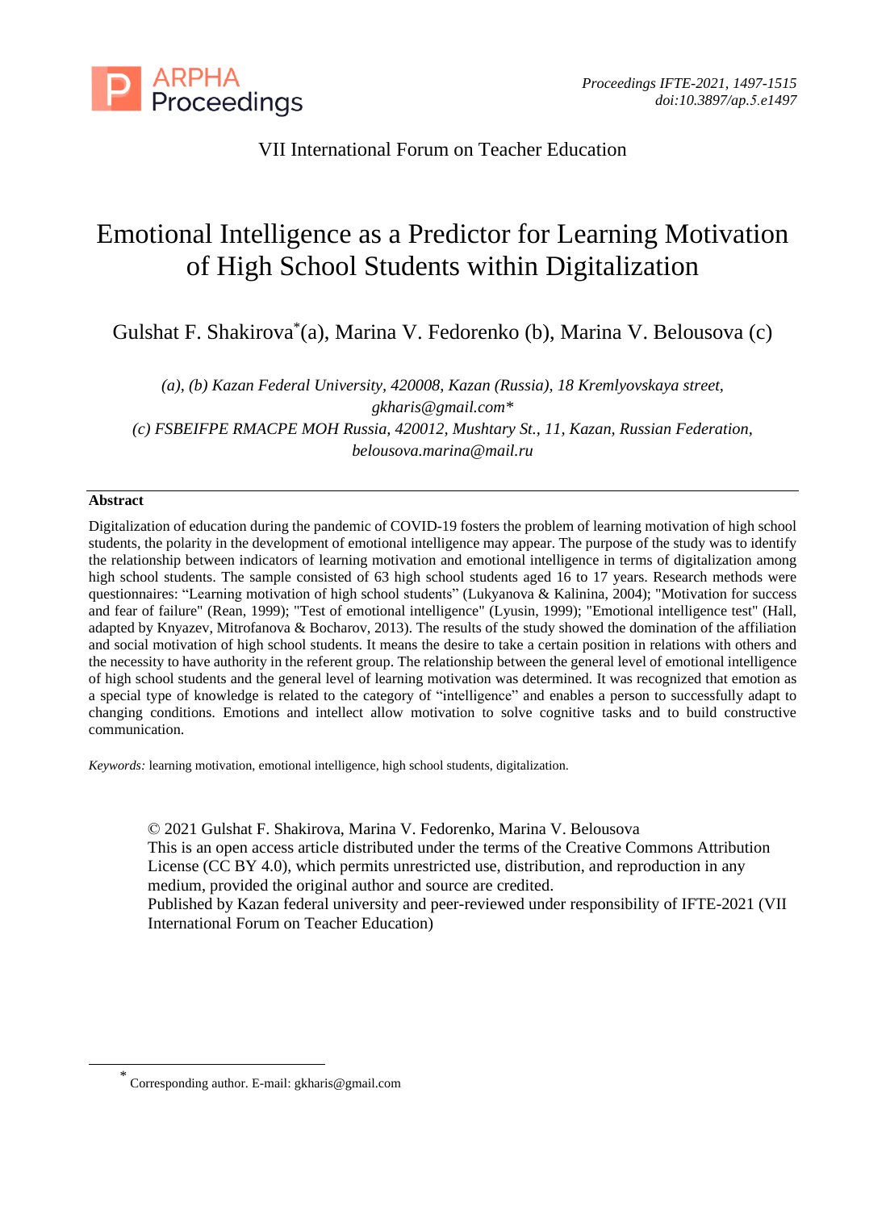VII International Forum on Teacher Education

# Emotional Intelligence as a Predictor for Learning Motivation of High School Students within Digitalization

Gulshat F. Shakirova* (a), Marina V. Fedorenko (b), Marina V. Belousova (c)

*(a), (b) Kazan Federal University, 420008, Kazan (Russia), 18 Kremlyovskaya street, gkharis@gmail.com**

*(c) FSBEIFPE RMACPE MOH Russia, 420012, Mushtary St., 11, Kazan, Russian Federation, belousova.marina@mail.ru*

## Abstract

Digitalization of education during the pandemic of COVID-19 fosters the problem of learning motivation of high school students, the polarity in the development of emotional intelligence may appear. The purpose of the study was to identify the relationship between indicators of learning motivation and emotional intelligence in terms of digitalization among high school students. The sample consisted of 63 high school students aged 16 to 17 years. Research methods were questionnaires: "Learning motivation of high school students" (Lukyanova & Kalinina, 2004); "Motivation for success and fear of failure" (Rean, 1999); "Test of emotional intelligence" (Lyusin, 1999); "Emotional intelligence test" (Hall, adapted by Knyazev, Mitrofanova & Bocharov, 2013). The results of the study showed the domination of the affiliation and social motivation of high school students. It means the desire to take a certain position in relations with others and the necessity to have authority in the referent group. The relationship between the general level of emotional intelligence of high school students and the general level of learning motivation was determined. It was recognized that emotion as a special type of knowledge is related to the category of "intelligence" and enables a person to successfully adapt to changing conditions. Emotions and intellect allow motivation to solve cognitive tasks and to build constructive communication.

*Keywords:* learning motivation, emotional intelligence, high school students, digitalization.

© 2021 Gulshat F. Shakirova, Marina V. Fedorenko, Marina V. Belousova
This is an open access article distributed under the terms of the Creative Commons Attribution License (CC BY 4.0), which permits unrestricted use, distribution, and reproduction in any medium, provided the original author and source are credited.
Published by Kazan federal university and peer-reviewed under responsibility of IFTE-2021 (VII International Forum on Teacher Education)

---

* Corresponding author. E-mail: gkharis@gmail.com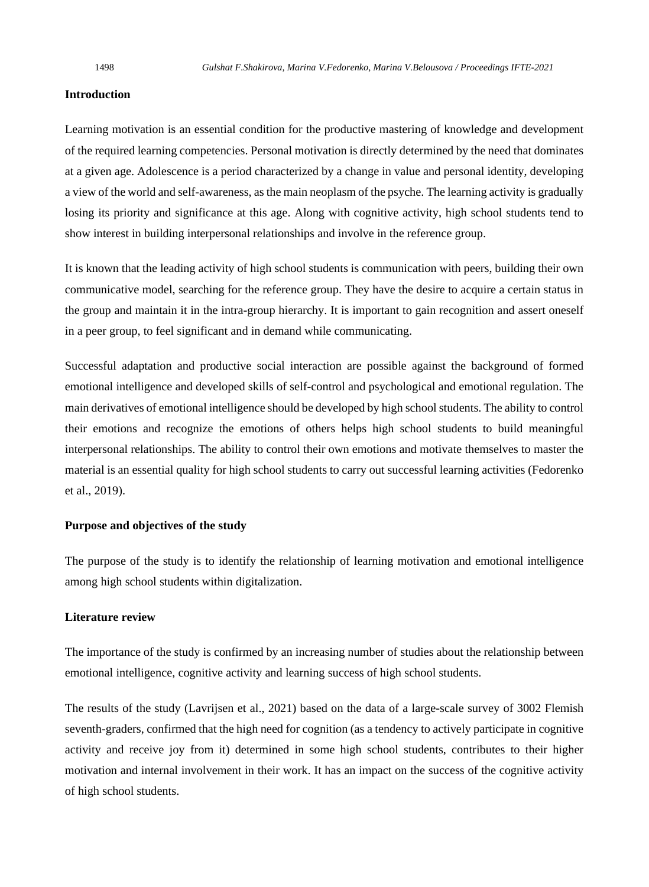### Introduction

Learning motivation is an essential condition for the productive mastering of knowledge and development of the required learning competencies. Personal motivation is directly determined by the need that dominates at a given age. Adolescence is a period characterized by a change in value and personal identity, developing a view of the world and self-awareness, as the main neoplasm of the psyche. The learning activity is gradually losing its priority and significance at this age. Along with cognitive activity, high school students tend to show interest in building interpersonal relationships and involve in the reference group.

It is known that the leading activity of high school students is communication with peers, building their own communicative model, searching for the reference group. They have the desire to acquire a certain status in the group and maintain it in the intra-group hierarchy. It is important to gain recognition and assert oneself in a peer group, to feel significant and in demand while communicating.

Successful adaptation and productive social interaction are possible against the background of formed emotional intelligence and developed skills of self-control and psychological and emotional regulation. The main derivatives of emotional intelligence should be developed by high school students. The ability to control their emotions and recognize the emotions of others helps high school students to build meaningful interpersonal relationships. The ability to control their own emotions and motivate themselves to master the material is an essential quality for high school students to carry out successful learning activities (Fedorenko et al., 2019).

### Purpose and objectives of the study

The purpose of the study is to identify the relationship of learning motivation and emotional intelligence among high school students within digitalization.

### Literature review

The importance of the study is confirmed by an increasing number of studies about the relationship between emotional intelligence, cognitive activity and learning success of high school students.

The results of the study (Lavrijsen et al., 2021) based on the data of a large-scale survey of 3002 Flemish seventh-graders, confirmed that the high need for cognition (as a tendency to actively participate in cognitive activity and receive joy from it) determined in some high school students, contributes to their higher motivation and internal involvement in their work. It has an impact on the success of the cognitive activity of high school students.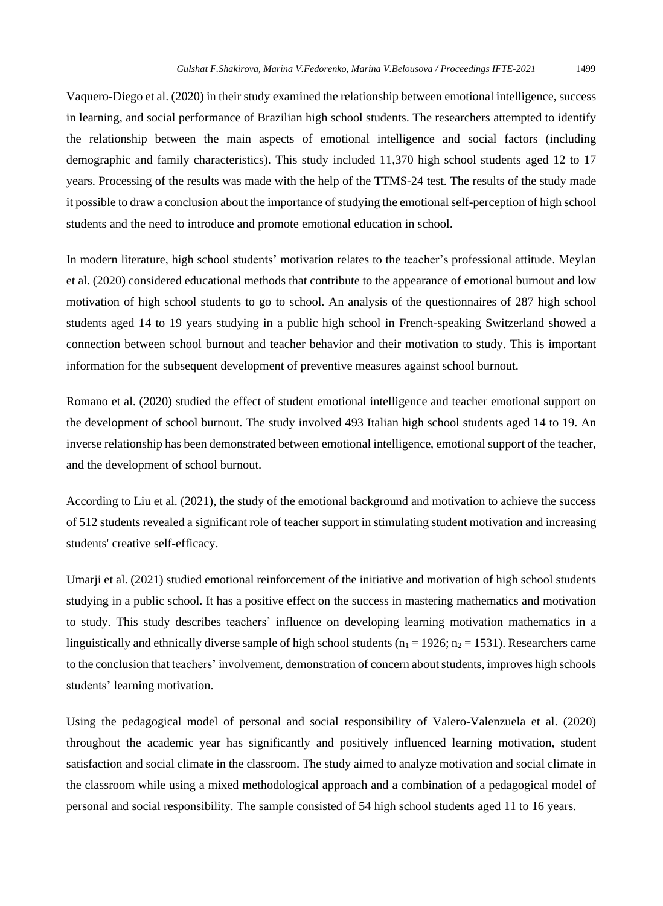Vaquero-Diego et al. (2020) in their study examined the relationship between emotional intelligence, success in learning, and social performance of Brazilian high school students. The researchers attempted to identify the relationship between the main aspects of emotional intelligence and social factors (including demographic and family characteristics). This study included 11,370 high school students aged 12 to 17 years. Processing of the results was made with the help of the TTMS-24 test. The results of the study made it possible to draw a conclusion about the importance of studying the emotional self-perception of high school students and the need to introduce and promote emotional education in school.

In modern literature, high school students' motivation relates to the teacher's professional attitude. Meylan et al. (2020) considered educational methods that contribute to the appearance of emotional burnout and low motivation of high school students to go to school. An analysis of the questionnaires of 287 high school students aged 14 to 19 years studying in a public high school in French-speaking Switzerland showed a connection between school burnout and teacher behavior and their motivation to study. This is important information for the subsequent development of preventive measures against school burnout.

Romano et al. (2020) studied the effect of student emotional intelligence and teacher emotional support on the development of school burnout. The study involved 493 Italian high school students aged 14 to 19. An inverse relationship has been demonstrated between emotional intelligence, emotional support of the teacher, and the development of school burnout.

According to Liu et al. (2021), the study of the emotional background and motivation to achieve the success of 512 students revealed a significant role of teacher support in stimulating student motivation and increasing students' creative self-efficacy.

Umarji et al. (2021) studied emotional reinforcement of the initiative and motivation of high school students studying in a public school. It has a positive effect on the success in mastering mathematics and motivation to study. This study describes teachers' influence on developing learning motivation mathematics in a linguistically and ethnically diverse sample of high school students ($n_1 = 1926$; $n_2 = 1531$). Researchers came to the conclusion that teachers' involvement, demonstration of concern about students, improves high schools students' learning motivation.

Using the pedagogical model of personal and social responsibility of Valero-Valenzuela et al. (2020) throughout the academic year has significantly and positively influenced learning motivation, student satisfaction and social climate in the classroom. The study aimed to analyze motivation and social climate in the classroom while using a mixed methodological approach and a combination of a pedagogical model of personal and social responsibility. The sample consisted of 54 high school students aged 11 to 16 years.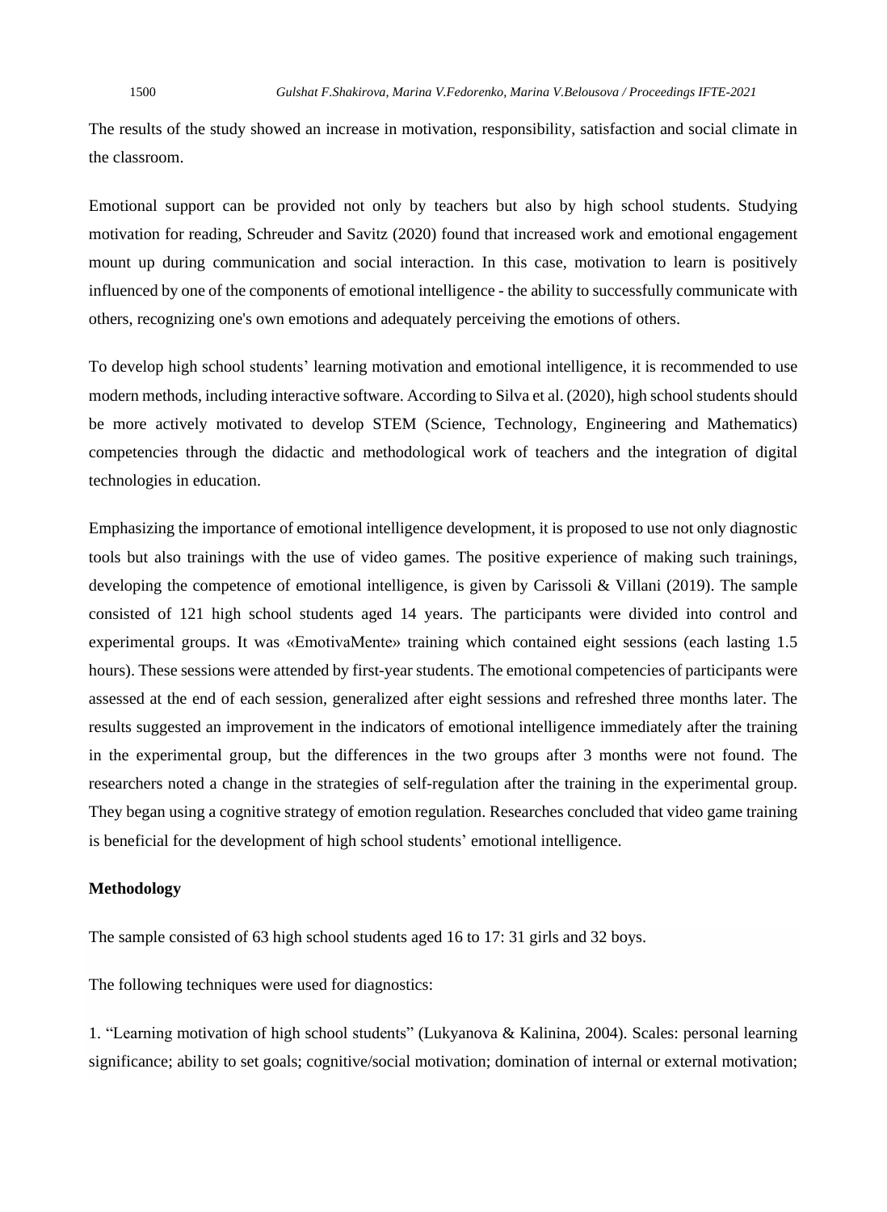The results of the study showed an increase in motivation, responsibility, satisfaction and social climate in the classroom.

Emotional support can be provided not only by teachers but also by high school students. Studying motivation for reading, Schreuder and Savitz (2020) found that increased work and emotional engagement mount up during communication and social interaction. In this case, motivation to learn is positively influenced by one of the components of emotional intelligence - the ability to successfully communicate with others, recognizing one's own emotions and adequately perceiving the emotions of others.

To develop high school students' learning motivation and emotional intelligence, it is recommended to use modern methods, including interactive software. According to Silva et al. (2020), high school students should be more actively motivated to develop STEM (Science, Technology, Engineering and Mathematics) competencies through the didactic and methodological work of teachers and the integration of digital technologies in education.

Emphasizing the importance of emotional intelligence development, it is proposed to use not only diagnostic tools but also trainings with the use of video games. The positive experience of making such trainings, developing the competence of emotional intelligence, is given by Carissoli & Villani (2019). The sample consisted of 121 high school students aged 14 years. The participants were divided into control and experimental groups. It was «EmotivaMente» training which contained eight sessions (each lasting 1.5 hours). These sessions were attended by first-year students. The emotional competencies of participants were assessed at the end of each session, generalized after eight sessions and refreshed three months later. The results suggested an improvement in the indicators of emotional intelligence immediately after the training in the experimental group, but the differences in the two groups after 3 months were not found. The researchers noted a change in the strategies of self-regulation after the training in the experimental group. They began using a cognitive strategy of emotion regulation. Researches concluded that video game training is beneficial for the development of high school students' emotional intelligence.

**Methodology**

The sample consisted of 63 high school students aged 16 to 17: 31 girls and 32 boys.

The following techniques were used for diagnostics:

1. "Learning motivation of high school students" (Lukyanova & Kalinina, 2004). Scales: personal learning significance; ability to set goals; cognitive/social motivation; domination of internal or external motivation;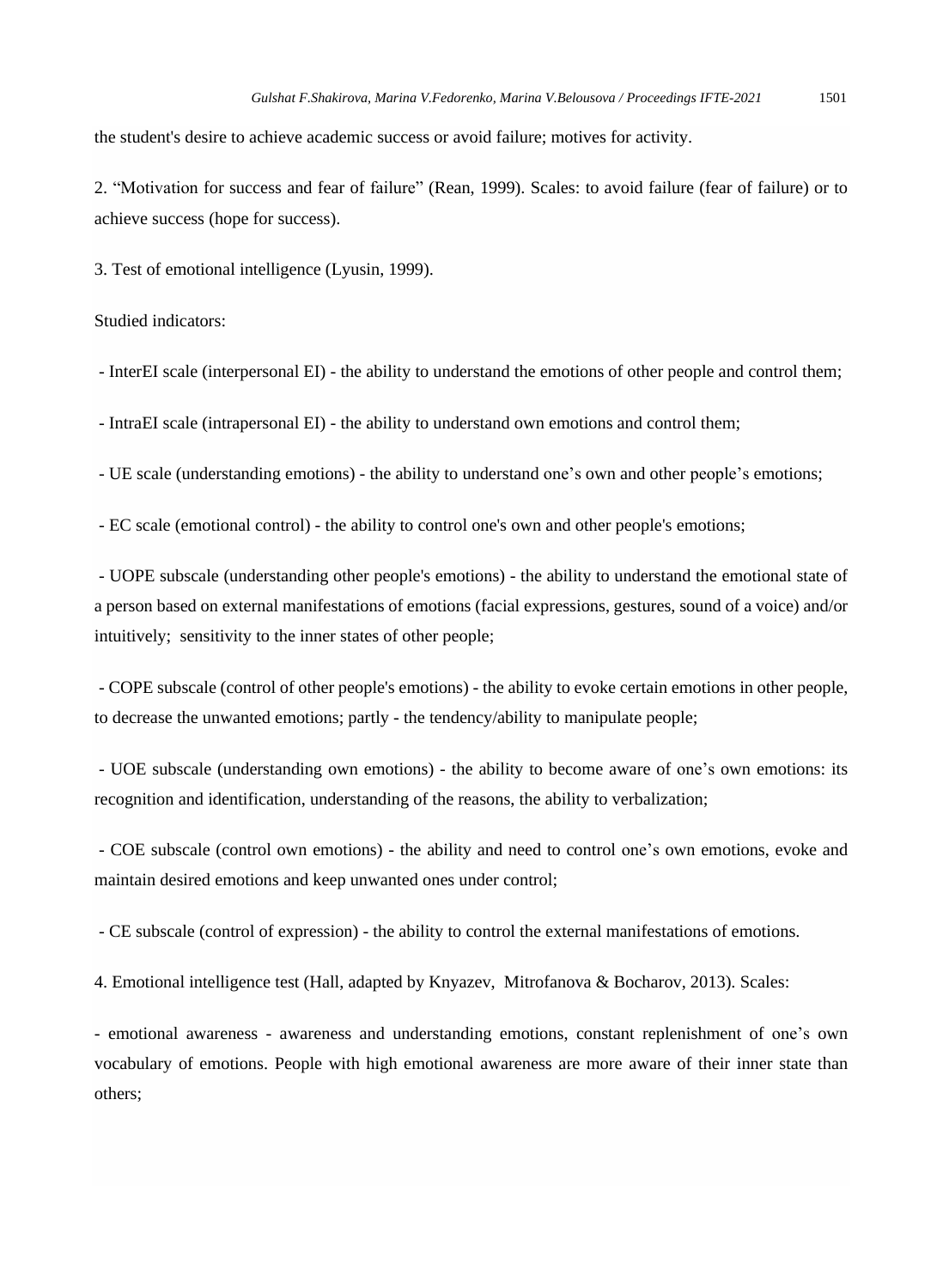the student's desire to achieve academic success or avoid failure; motives for activity.

2. “Motivation for success and fear of failure” (Rean, 1999). Scales: to avoid failure (fear of failure) or to achieve success (hope for success).

3. Test of emotional intelligence (Lyusin, 1999).

Studied indicators:

- InterEI scale (interpersonal EI) - the ability to understand the emotions of other people and control them;
- IntraEI scale (intrapersonal EI) - the ability to understand own emotions and control them;
- UE scale (understanding emotions) - the ability to understand one’s own and other people’s emotions;
- EC scale (emotional control) - the ability to control one's own and other people's emotions;
- UOPE subscale (understanding other people's emotions) - the ability to understand the emotional state of a person based on external manifestations of emotions (facial expressions, gestures, sound of a voice) and/or intuitively; sensitivity to the inner states of other people;
- COPE subscale (control of other people's emotions) - the ability to evoke certain emotions in other people, to decrease the unwanted emotions; partly - the tendency/ability to manipulate people;
- UOE subscale (understanding own emotions) - the ability to become aware of one’s own emotions: its recognition and identification, understanding of the reasons, the ability to verbalization;
- COE subscale (control own emotions) - the ability and need to control one’s own emotions, evoke and maintain desired emotions and keep unwanted ones under control;
- CE subscale (control of expression) - the ability to control the external manifestations of emotions.

4. Emotional intelligence test (Hall, adapted by Knyazev, Mitrofanova & Bocharov, 2013). Scales:

- emotional awareness - awareness and understanding emotions, constant replenishment of one’s own vocabulary of emotions. People with high emotional awareness are more aware of their inner state than others;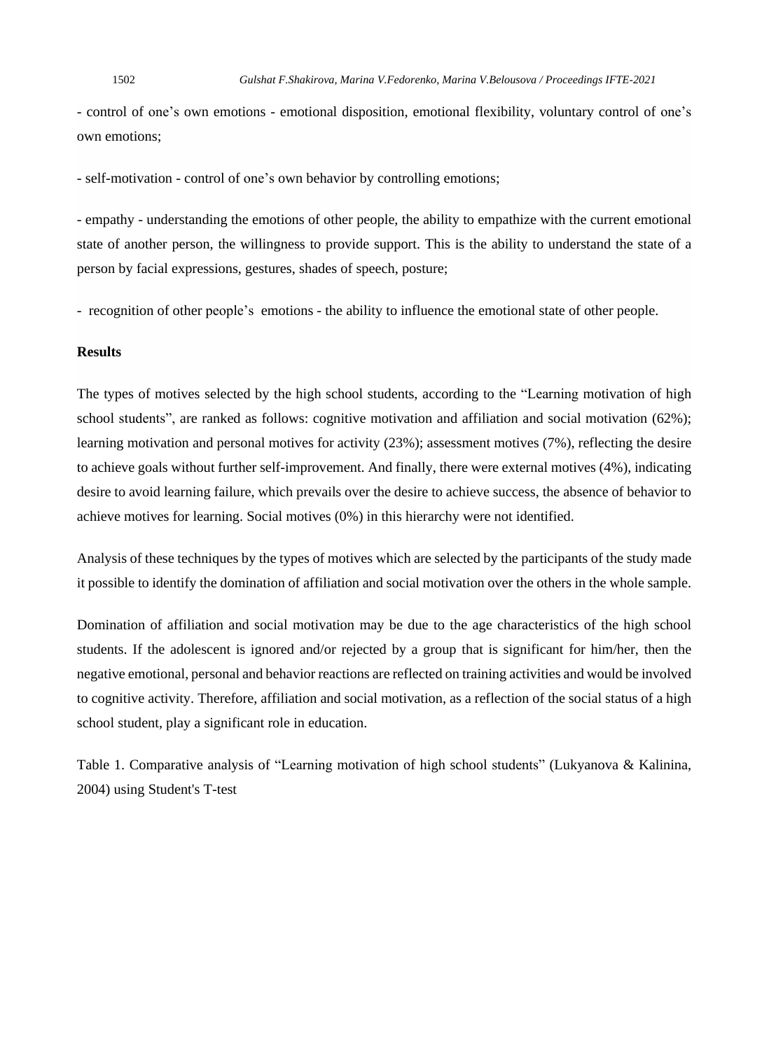- control of one’s own emotions - emotional disposition, emotional flexibility, voluntary control of one’s own emotions;

- self-motivation - control of one’s own behavior by controlling emotions;

- empathy - understanding the emotions of other people, the ability to empathize with the current emotional state of another person, the willingness to provide support. This is the ability to understand the state of a person by facial expressions, gestures, shades of speech, posture;

- recognition of other people’s emotions - the ability to influence the emotional state of other people.

**Results**

The types of motives selected by the high school students, according to the “Learning motivation of high school students”, are ranked as follows: cognitive motivation and affiliation and social motivation (62%); learning motivation and personal motives for activity (23%); assessment motives (7%), reflecting the desire to achieve goals without further self-improvement. And finally, there were external motives (4%), indicating desire to avoid learning failure, which prevails over the desire to achieve success, the absence of behavior to achieve motives for learning. Social motives (0%) in this hierarchy were not identified.

Analysis of these techniques by the types of motives which are selected by the participants of the study made it possible to identify the domination of affiliation and social motivation over the others in the whole sample.

Domination of affiliation and social motivation may be due to the age characteristics of the high school students. If the adolescent is ignored and/or rejected by a group that is significant for him/her, then the negative emotional, personal and behavior reactions are reflected on training activities and would be involved to cognitive activity. Therefore, affiliation and social motivation, as a reflection of the social status of a high school student, play a significant role in education.

Table 1. Comparative analysis of “Learning motivation of high school students” (Lukyanova & Kalinina, 2004) using Student's T-test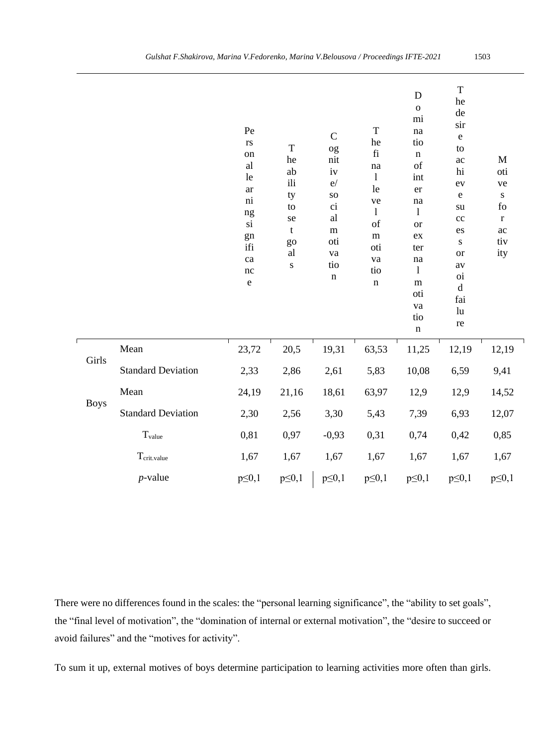| | | Personal learning significance | The ability to set goals | Cognitive/social motivation | The final level of motivation | Domination of internal or external motivation | The desire to achieve success or avoid failure | Motives for activity |
|---|---|---|---|---|---|---|---|---|
| Girls | Mean | 23,72 | 20,5 | 19,31 | 63,53 | 11,25 | 12,19 | 12,19 |
| | Standard Deviation | 2,33 | 2,86 | 2,61 | 5,83 | 10,08 | 6,59 | 9,41 |
| Boys | Mean | 24,19 | 21,16 | 18,61 | 63,97 | 12,9 | 12,9 | 14,52 |
| | Standard Deviation | 2,30 | 2,56 | 3,30 | 5,43 | 7,39 | 6,93 | 12,07 |
| | $T_{value}$ | 0,81 | 0,97 | -0,93 | 0,31 | 0,74 | 0,42 | 0,85 |
| | $T_{crit.value}$ | 1,67 | 1,67 | 1,67 | 1,67 | 1,67 | 1,67 | 1,67 |
| | *p*-value | $p \leq 0,1$ | $p \leq 0,1$ | $p \leq 0,1$ | $p \leq 0,1$ | $p \leq 0,1$ | $p \leq 0,1$ | $p \leq 0,1$ |

There were no differences found in the scales: the "personal learning significance", the "ability to set goals", the "final level of motivation", the "domination of internal or external motivation", the "desire to succeed or avoid failures" and the "motives for activity".

To sum it up, external motives of boys determine participation to learning activities more often than girls.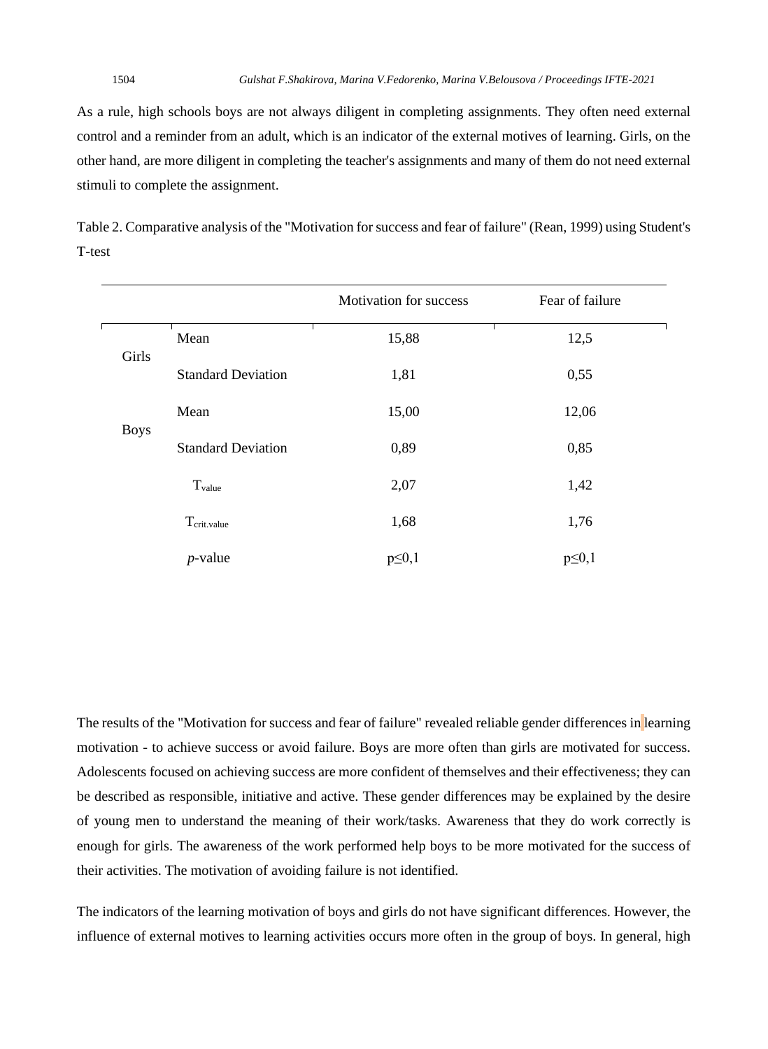As a rule, high schools boys are not always diligent in completing assignments. They often need external control and a reminder from an adult, which is an indicator of the external motives of learning. Girls, on the other hand, are more diligent in completing the teacher's assignments and many of them do not need external stimuli to complete the assignment.

Table 2. Comparative analysis of the "Motivation for success and fear of failure" (Rean, 1999) using Student's T-test

| | | Motivation for success | Fear of failure |
|---|---|---|---|
| Girls | Mean | 15,88 | 12,5 |
| | Standard Deviation | 1,81 | 0,55 |
| Boys | Mean | 15,00 | 12,06 |
| | Standard Deviation | 0,89 | 0,85 |
| | $T_{value}$ | 2,07 | 1,42 |
| | $T_{crit.value}$ | 1,68 | 1,76 |
| | *p*-value | $p \leq 0{,}1$ | $p \leq 0{,}1$ |

The results of the "Motivation for success and fear of failure" revealed reliable gender differences in learning motivation - to achieve success or avoid failure. Boys are more often than girls are motivated for success. Adolescents focused on achieving success are more confident of themselves and their effectiveness; they can be described as responsible, initiative and active. These gender differences may be explained by the desire of young men to understand the meaning of their work/tasks. Awareness that they do work correctly is enough for girls. The awareness of the work performed help boys to be more motivated for the success of their activities. The motivation of avoiding failure is not identified.

The indicators of the learning motivation of boys and girls do not have significant differences. However, the influence of external motives to learning activities occurs more often in the group of boys. In general, high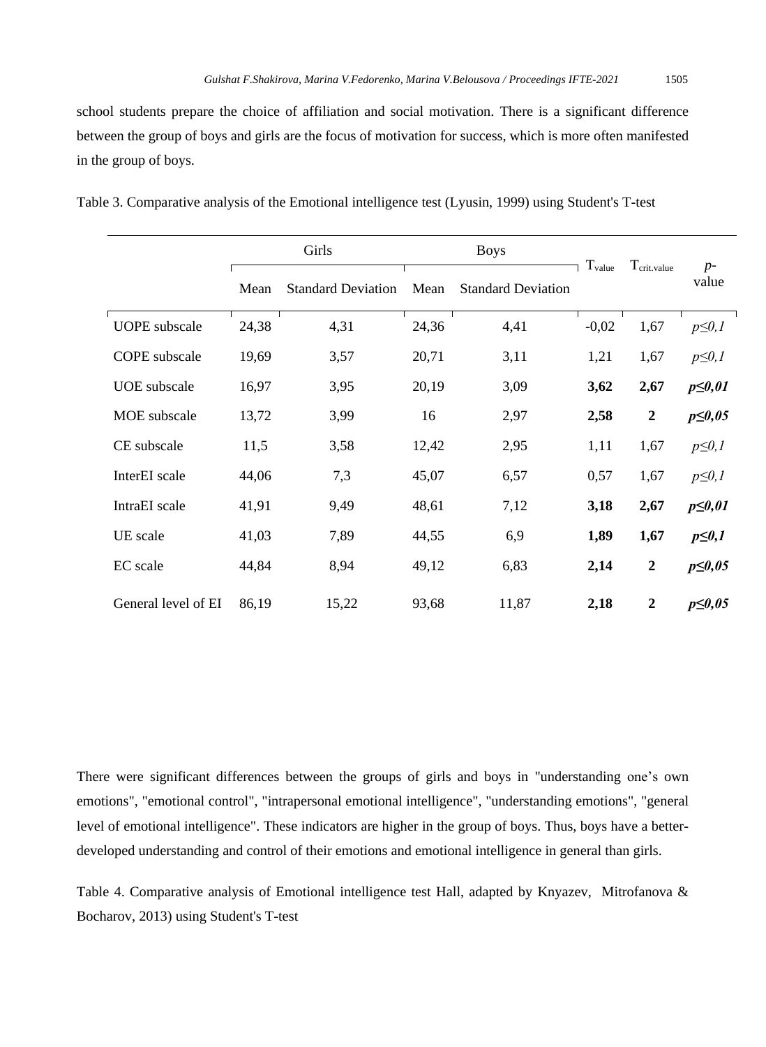school students prepare the choice of affiliation and social motivation. There is a significant difference between the group of boys and girls are the focus of motivation for success, which is more often manifested in the group of boys.

Table 3. Comparative analysis of the Emotional intelligence test (Lyusin, 1999) using Student's T-test

| | Girls | | Boys | | $T_{value}$ | $T_{crit.value}$ | *p*-value |
|---|---|---|---|---|---|---|---|
| | Mean | Standard Deviation | Mean | Standard Deviation | | | |
| UOPE subscale | 24,38 | 4,31 | 24,36 | 4,41 | -0,02 | 1,67 | *p≤0,1* |
| COPE subscale | 19,69 | 3,57 | 20,71 | 3,11 | 1,21 | 1,67 | *p≤0,1* |
| UOE subscale | 16,97 | 3,95 | 20,19 | 3,09 | **3,62** | **2,67** | ***p≤0,01*** |
| MOE subscale | 13,72 | 3,99 | 16 | 2,97 | **2,58** | **2** | ***p≤0,05*** |
| CE subscale | 11,5 | 3,58 | 12,42 | 2,95 | 1,11 | 1,67 | *p≤0,1* |
| InterEI scale | 44,06 | 7,3 | 45,07 | 6,57 | 0,57 | 1,67 | *p≤0,1* |
| IntraEI scale | 41,91 | 9,49 | 48,61 | 7,12 | **3,18** | **2,67** | ***p≤0,01*** |
| UE scale | 41,03 | 7,89 | 44,55 | 6,9 | **1,89** | **1,67** | ***p≤0,1*** |
| EC scale | 44,84 | 8,94 | 49,12 | 6,83 | **2,14** | **2** | ***p≤0,05*** |
| General level of EI | 86,19 | 15,22 | 93,68 | 11,87 | **2,18** | **2** | ***p≤0,05*** |

There were significant differences between the groups of girls and boys in "understanding one's own emotions", "emotional control", "intrapersonal emotional intelligence", "understanding emotions", "general level of emotional intelligence". These indicators are higher in the group of boys. Thus, boys have a better-developed understanding and control of their emotions and emotional intelligence in general than girls.

Table 4. Comparative analysis of Emotional intelligence test Hall, adapted by Knyazev, Mitrofanova & Bocharov, 2013) using Student's T-test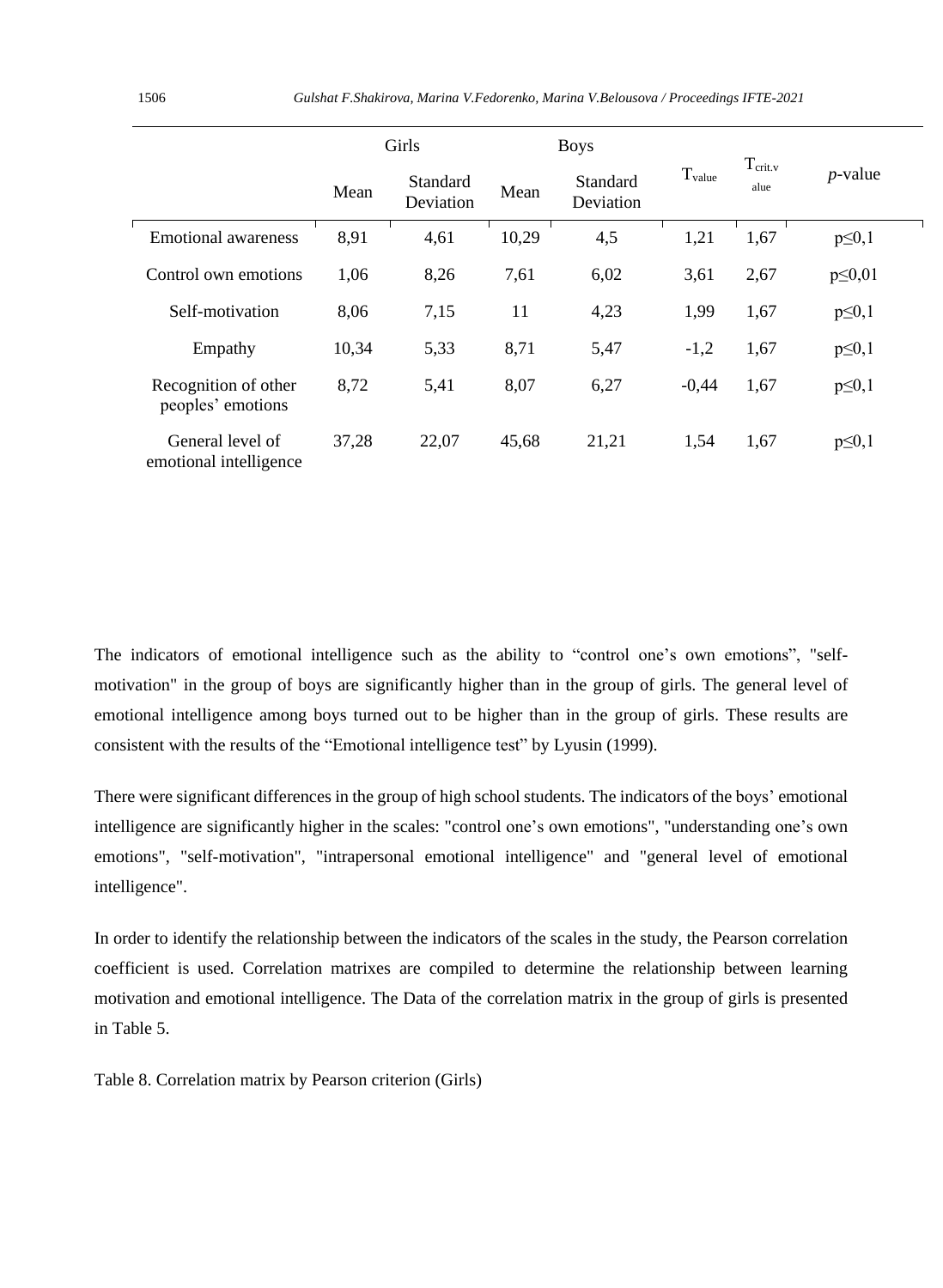| | Girls | | Boys | | $T_{value}$ | $T_{crit.value}$ | *p*-value |
|---|---|---|---|---|---|---|---|
| | Mean | Standard Deviation | Mean | Standard Deviation | | | |
| Emotional awareness | 8,91 | 4,61 | 10,29 | 4,5 | 1,21 | 1,67 | p≤0,1 |
| Control own emotions | 1,06 | 8,26 | 7,61 | 6,02 | 3,61 | 2,67 | p≤0,01 |
| Self-motivation | 8,06 | 7,15 | 11 | 4,23 | 1,99 | 1,67 | p≤0,1 |
| Empathy | 10,34 | 5,33 | 8,71 | 5,47 | -1,2 | 1,67 | p≤0,1 |
| Recognition of other peoples' emotions | 8,72 | 5,41 | 8,07 | 6,27 | -0,44 | 1,67 | p≤0,1 |
| General level of emotional intelligence | 37,28 | 22,07 | 45,68 | 21,21 | 1,54 | 1,67 | p≤0,1 |

The indicators of emotional intelligence such as the ability to "control one's own emotions", "self-motivation" in the group of boys are significantly higher than in the group of girls. The general level of emotional intelligence among boys turned out to be higher than in the group of girls. These results are consistent with the results of the "Emotional intelligence test" by Lyusin (1999).

There were significant differences in the group of high school students. The indicators of the boys' emotional intelligence are significantly higher in the scales: "control one's own emotions", "understanding one's own emotions", "self-motivation", "intrapersonal emotional intelligence" and "general level of emotional intelligence".

In order to identify the relationship between the indicators of the scales in the study, the Pearson correlation coefficient is used. Correlation matrixes are compiled to determine the relationship between learning motivation and emotional intelligence. The Data of the correlation matrix in the group of girls is presented in Table 5.

Table 8. Correlation matrix by Pearson criterion (Girls)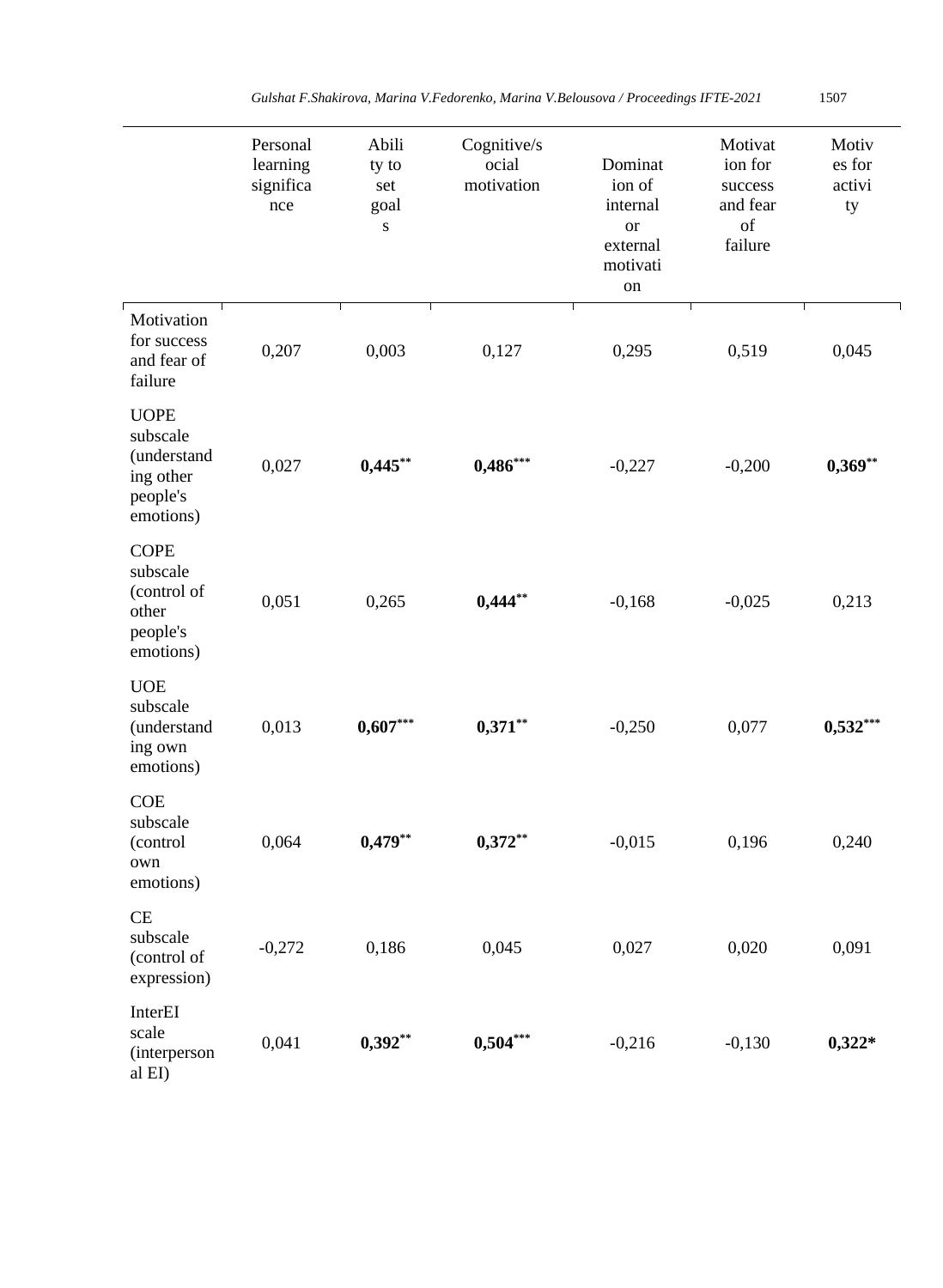| | Personal learning significance | Ability to set goals | Cognitive/social motivation | Domination of internal or external motivation | Motivation for success and fear of failure | Motives for activity |
|---|---|---|---|---|---|---|
| Motivation for success and fear of failure | 0,207 | 0,003 | 0,127 | 0,295 | 0,519 | 0,045 |
| UOPE subscale (understanding other people's emotions) | 0,027 | **0,445**** | **0,486***** | -0,227 | -0,200 | **0,369**** |
| COPE subscale (control of other people's emotions) | 0,051 | 0,265 | **0,444**** | -0,168 | -0,025 | 0,213 |
| UOE subscale (understanding own emotions) | 0,013 | **0,607***** | **0,371**** | -0,250 | 0,077 | **0,532***** |
| COE subscale (control own emotions) | 0,064 | **0,479**** | **0,372**** | -0,015 | 0,196 | 0,240 |
| CE subscale (control of expression) | -0,272 | 0,186 | 0,045 | 0,027 | 0,020 | 0,091 |
| InterEI scale (interpersonal EI) | 0,041 | **0,392**** | **0,504***** | -0,216 | -0,130 | **0,322*** |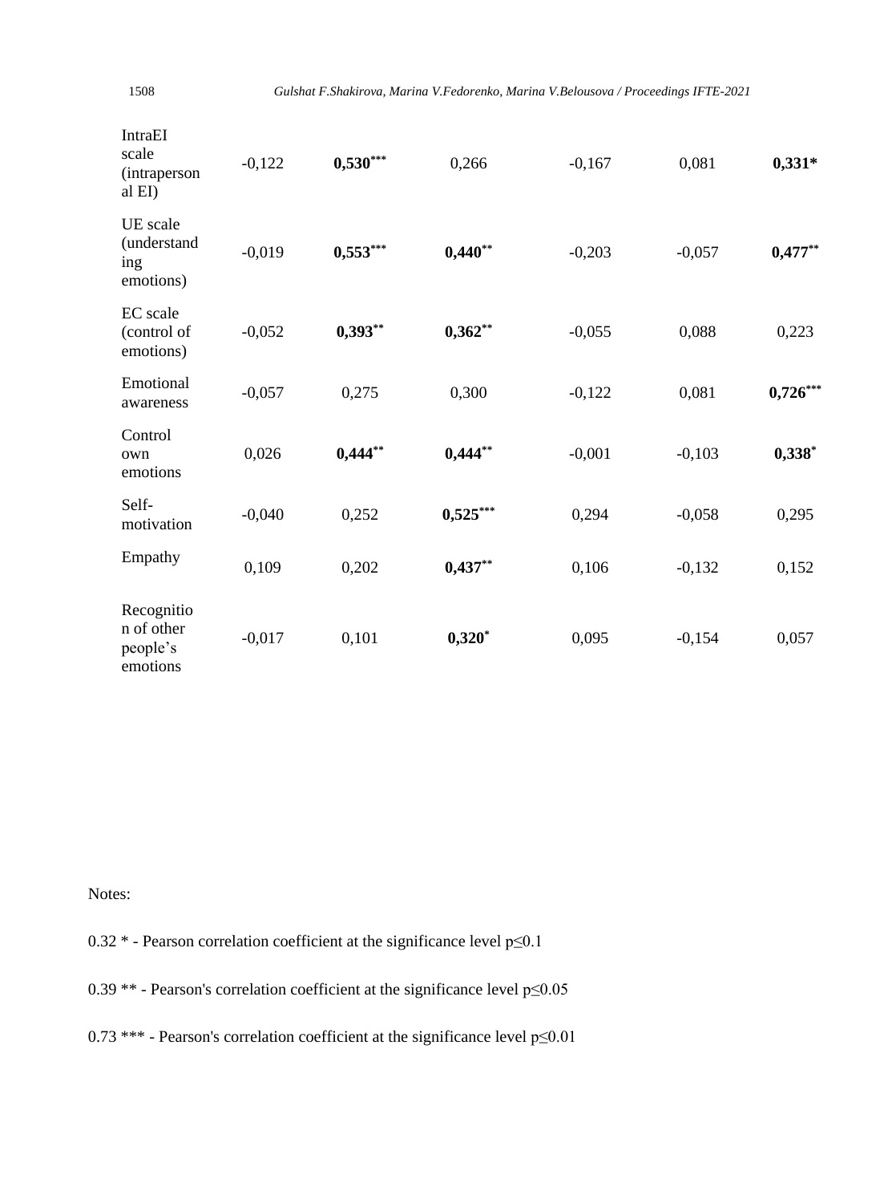| | | | | | | |
|---|---|---|---|---|---|---|
| IntraEI scale (intrapersonal EI) | -0,122 | **0,530*****| 0,266 | -0,167 | 0,081 | **0,331*** |
| UE scale (understanding emotions) | -0,019 | **0,553***** | **0,440**** | -0,203 | -0,057 | **0,477**** |
| EC scale (control of emotions) | -0,052 | **0,393**** | **0,362**** | -0,055 | 0,088 | 0,223 |
| Emotional awareness | -0,057 | 0,275 | 0,300 | -0,122 | 0,081 | **0,726***** |
| Control own emotions | 0,026 | **0,444**** | **0,444**** | -0,001 | -0,103 | **0,338*** |
| Self-motivation | -0,040 | 0,252 | **0,525***** | 0,294 | -0,058 | 0,295 |
| Empathy | 0,109 | 0,202 | **0,437**** | 0,106 | -0,132 | 0,152 |
| Recognition of other people's emotions | -0,017 | 0,101 | **0,320*** | 0,095 | -0,154 | 0,057 |

Notes:

0.32 * - Pearson correlation coefficient at the significance level $p \leq 0.1$

0.39 ** - Pearson's correlation coefficient at the significance level $p \leq 0.05$

0.73 *** - Pearson's correlation coefficient at the significance level $p \leq 0.01$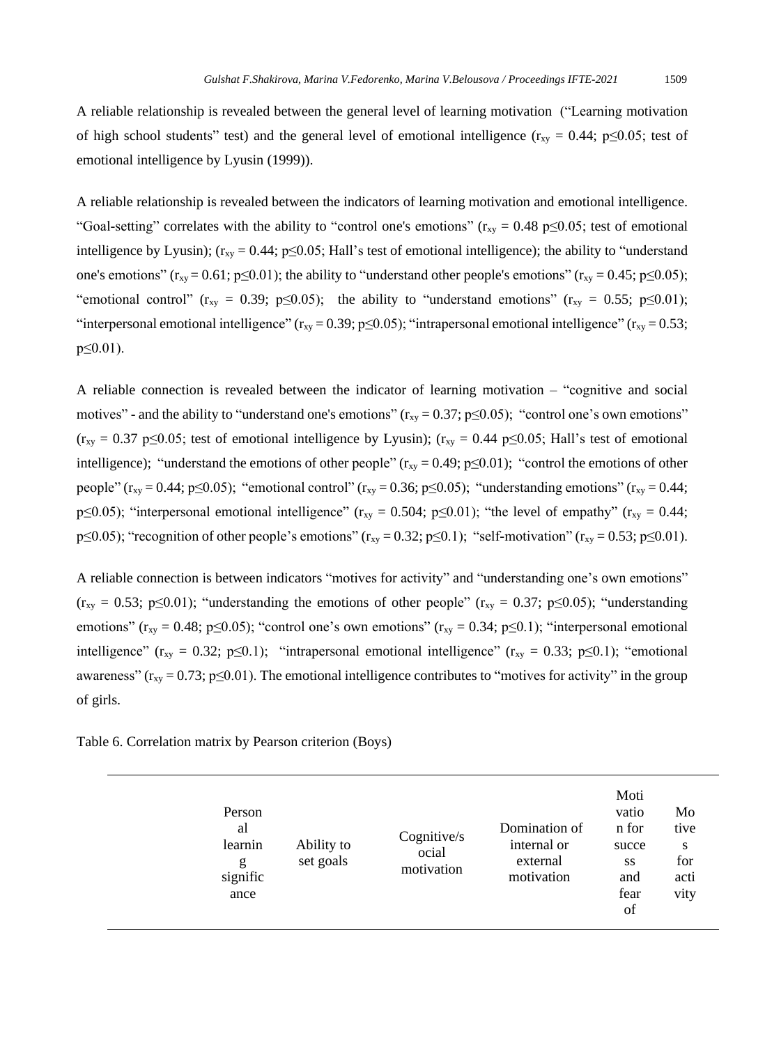A reliable relationship is revealed between the general level of learning motivation ("Learning motivation of high school students" test) and the general level of emotional intelligence ($r_{xy}$ = 0.44; p≤0.05; test of emotional intelligence by Lyusin (1999)).

A reliable relationship is revealed between the indicators of learning motivation and emotional intelligence. "Goal-setting" correlates with the ability to "control one's emotions" ($r_{xy}$ = 0.48 p≤0.05; test of emotional intelligence by Lyusin); ($r_{xy}$ = 0.44; p≤0.05; Hall's test of emotional intelligence); the ability to "understand one's emotions" ($r_{xy}$ = 0.61; p≤0.01); the ability to "understand other people's emotions" ($r_{xy}$ = 0.45; p≤0.05); "emotional control" ($r_{xy}$ = 0.39; p≤0.05); the ability to "understand emotions" ($r_{xy}$ = 0.55; p≤0.01); "interpersonal emotional intelligence" ($r_{xy}$ = 0.39; p≤0.05); "intrapersonal emotional intelligence" ($r_{xy}$ = 0.53; p≤0.01).

A reliable connection is revealed between the indicator of learning motivation – "cognitive and social motives" - and the ability to "understand one's emotions" ($r_{xy}$ = 0.37; p≤0.05); "control one's own emotions" ($r_{xy}$ = 0.37 p≤0.05; test of emotional intelligence by Lyusin); ($r_{xy}$ = 0.44 p≤0.05; Hall's test of emotional intelligence); "understand the emotions of other people" ($r_{xy}$ = 0.49; p≤0.01); "control the emotions of other people" ($r_{xy}$ = 0.44; p≤0.05); "emotional control" ($r_{xy}$ = 0.36; p≤0.05); "understanding emotions" ($r_{xy}$ = 0.44; p≤0.05); "interpersonal emotional intelligence" ($r_{xy}$ = 0.504; p≤0.01); "the level of empathy" ($r_{xy}$ = 0.44; p≤0.05); "recognition of other people's emotions" ($r_{xy}$ = 0.32; p≤0.1); "self-motivation" ($r_{xy}$ = 0.53; p≤0.01).

A reliable connection is between indicators "motives for activity" and "understanding one's own emotions" ($r_{xy}$ = 0.53; p≤0.01); "understanding the emotions of other people" ($r_{xy}$ = 0.37; p≤0.05); "understanding emotions" ($r_{xy}$ = 0.48; p≤0.05); "control one's own emotions" ($r_{xy}$ = 0.34; p≤0.1); "interpersonal emotional intelligence" ($r_{xy}$ = 0.32; p≤0.1); "intrapersonal emotional intelligence" ($r_{xy}$ = 0.33; p≤0.1); "emotional awareness" ($r_{xy}$ = 0.73; p≤0.01). The emotional intelligence contributes to "motives for activity" in the group of girls.

Table 6. Correlation matrix by Pearson criterion (Boys)

| | Personal learning significance | Ability to set goals | Cognitive/social motivation | Domination of internal or external motivation | Motivation for success and fear of | Motives for activity |
|---|---|---|---|---|---|---|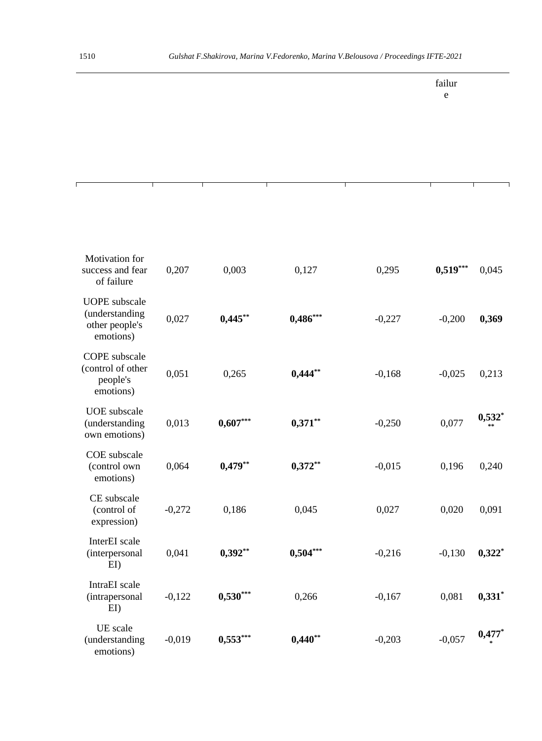| | | | | | failure | |
|---|---|---|---|---|---|---|
| Motivation for success and fear of failure | 0,207 | 0,003 | 0,127 | 0,295 | **0,519**$^{***}$ | 0,045 |
| UOPE subscale (understanding other people's emotions) | 0,027 | **0,445**$^{**}$ | **0,486**$^{***}$ | -0,227 | -0,200 | **0,369** |
| COPE subscale (control of other people's emotions) | 0,051 | 0,265 | **0,444**$^{**}$ | -0,168 | -0,025 | 0,213 |
| UOE subscale (understanding own emotions) | 0,013 | **0,607**$^{***}$ | **0,371**$^{**}$ | -0,250 | 0,077 | **0,532**$^{***}$ |
| COE subscale (control own emotions) | 0,064 | **0,479**$^{**}$ | **0,372**$^{**}$ | -0,015 | 0,196 | 0,240 |
| CE subscale (control of expression) | -0,272 | 0,186 | 0,045 | 0,027 | 0,020 | 0,091 |
| InterEI scale (interpersonal EI) | 0,041 | **0,392**$^{**}$ | **0,504**$^{***}$ | -0,216 | -0,130 | **0,322**$^{*}$ |
| IntraEI scale (intrapersonal EI) | -0,122 | **0,530**$^{***}$ | 0,266 | -0,167 | 0,081 | **0,331**$^{*}$ |
| UE scale (understanding emotions) | -0,019 | **0,553**$^{***}$ | **0,440**$^{**}$ | -0,203 | -0,057 | **0,477**$^{**}$ |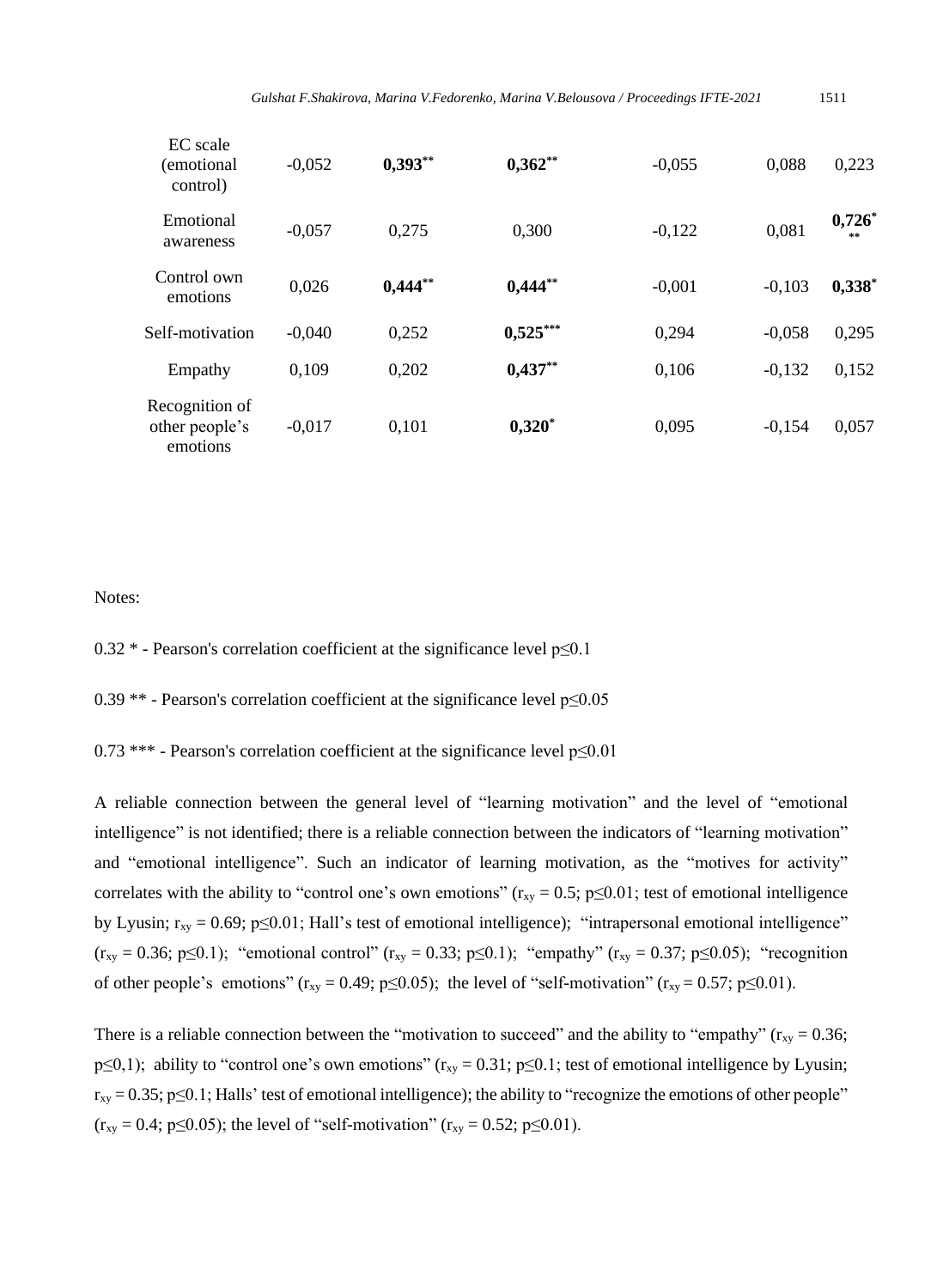| EC scale (emotional control) | -0,052 | **0,393**** | **0,362**** | -0,055 | 0,088 | 0,223 |
|---|---|---|---|---|---|---|
| Emotional awareness | -0,057 | 0,275 | 0,300 | -0,122 | 0,081 | **0,726***** |
| Control own emotions | 0,026 | **0,444**** | **0,444**** | -0,001 | -0,103 | **0,338*** |
| Self-motivation | -0,040 | 0,252 | **0,525***** | 0,294 | -0,058 | 0,295 |
| Empathy | 0,109 | 0,202 | **0,437**** | 0,106 | -0,132 | 0,152 |
| Recognition of other people's emotions | -0,017 | 0,101 | **0,320*** | 0,095 | -0,154 | 0,057 |

Notes:

0.32 * - Pearson's correlation coefficient at the significance level $p \leq 0.1$

0.39 ** - Pearson's correlation coefficient at the significance level $p \leq 0.05$

0.73 *** - Pearson's correlation coefficient at the significance level $p \leq 0.01$

A reliable connection between the general level of "learning motivation" and the level of "emotional intelligence" is not identified; there is a reliable connection between the indicators of "learning motivation" and "emotional intelligence". Such an indicator of learning motivation, as the "motives for activity" correlates with the ability to "control one's own emotions" ($r_{xy} = 0.5$; $p \leq 0.01$; test of emotional intelligence by Lyusin; $r_{xy} = 0.69$; $p \leq 0.01$; Hall's test of emotional intelligence); "intrapersonal emotional intelligence" ($r_{xy} = 0.36$; $p \leq 0.1$); "emotional control" ($r_{xy} = 0.33$; $p \leq 0.1$); "empathy" ($r_{xy} = 0.37$; $p \leq 0.05$); "recognition of other people's emotions" ($r_{xy} = 0.49$; $p \leq 0.05$); the level of "self-motivation" ($r_{xy} = 0.57$; $p \leq 0.01$).

There is a reliable connection between the "motivation to succeed" and the ability to "empathy" ($r_{xy} = 0.36$; $p \leq 0,1$); ability to "control one's own emotions" ($r_{xy} = 0.31$; $p \leq 0.1$; test of emotional intelligence by Lyusin; $r_{xy} = 0.35$; $p \leq 0.1$; Halls' test of emotional intelligence); the ability to "recognize the emotions of other people" ($r_{xy} = 0.4$; $p \leq 0.05$); the level of "self-motivation" ($r_{xy} = 0.52$; $p \leq 0.01$).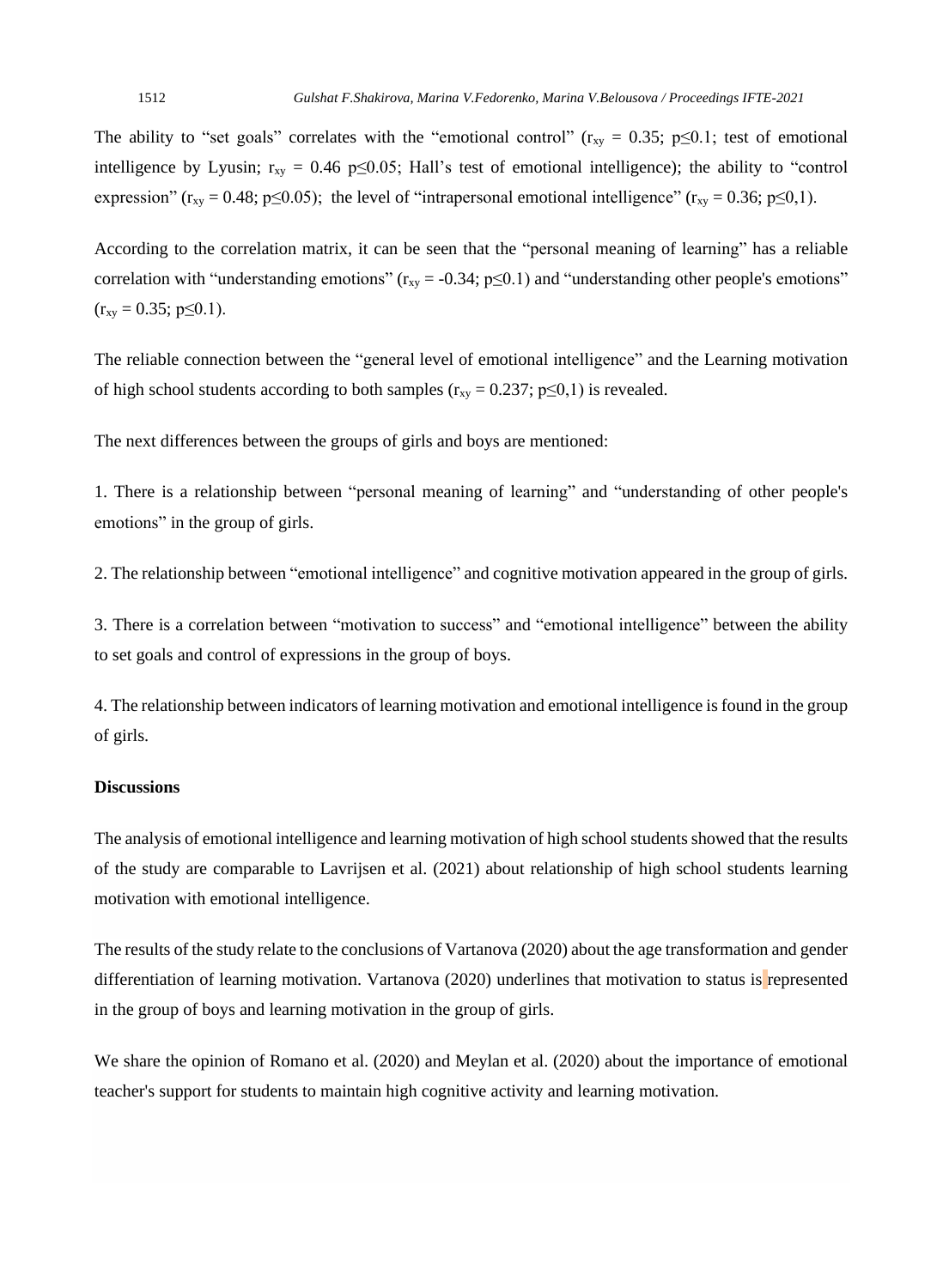The ability to "set goals" correlates with the "emotional control" ($r_{xy} = 0.35$; $p \leq 0.1$; test of emotional intelligence by Lyusin; $r_{xy} = 0.46$ $p \leq 0.05$; Hall's test of emotional intelligence); the ability to "control expression" ($r_{xy} = 0.48$; $p \leq 0.05$); the level of "intrapersonal emotional intelligence" ($r_{xy} = 0.36$; $p \leq 0{,}1$).

According to the correlation matrix, it can be seen that the "personal meaning of learning" has a reliable correlation with "understanding emotions" ($r_{xy} = -0.34$; $p \leq 0.1$) and "understanding other people's emotions" ($r_{xy} = 0.35$; $p \leq 0.1$).

The reliable connection between the "general level of emotional intelligence" and the Learning motivation of high school students according to both samples ($r_{xy} = 0.237$; $p \leq 0{,}1$) is revealed.

The next differences between the groups of girls and boys are mentioned:

1. There is a relationship between "personal meaning of learning" and "understanding of other people's emotions" in the group of girls.

2. The relationship between "emotional intelligence" and cognitive motivation appeared in the group of girls.

3. There is a correlation between "motivation to success" and "emotional intelligence" between the ability to set goals and control of expressions in the group of boys.

4. The relationship between indicators of learning motivation and emotional intelligence is found in the group of girls.

**Discussions**

The analysis of emotional intelligence and learning motivation of high school students showed that the results of the study are comparable to Lavrijsen et al. (2021) about relationship of high school students learning motivation with emotional intelligence.

The results of the study relate to the conclusions of Vartanova (2020) about the age transformation and gender differentiation of learning motivation. Vartanova (2020) underlines that motivation to status is represented in the group of boys and learning motivation in the group of girls.

We share the opinion of Romano et al. (2020) and Meylan et al. (2020) about the importance of emotional teacher's support for students to maintain high cognitive activity and learning motivation.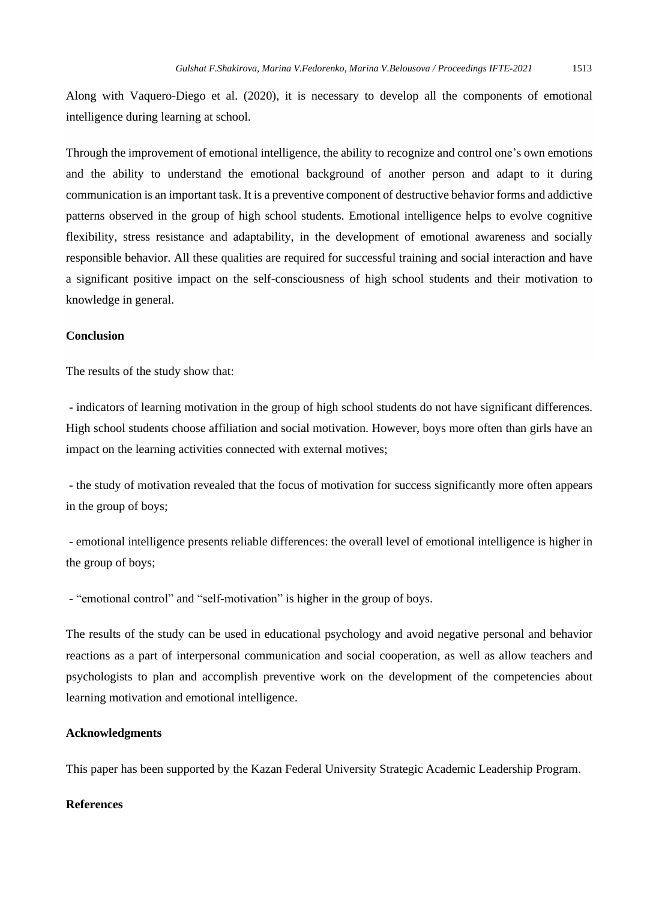Along with Vaquero-Diego et al. (2020), it is necessary to develop all the components of emotional intelligence during learning at school.

Through the improvement of emotional intelligence, the ability to recognize and control one's own emotions and the ability to understand the emotional background of another person and adapt to it during communication is an important task. It is a preventive component of destructive behavior forms and addictive patterns observed in the group of high school students. Emotional intelligence helps to evolve cognitive flexibility, stress resistance and adaptability, in the development of emotional awareness and socially responsible behavior. All these qualities are required for successful training and social interaction and have a significant positive impact on the self-consciousness of high school students and their motivation to knowledge in general.

**Conclusion**

The results of the study show that:

- indicators of learning motivation in the group of high school students do not have significant differences. High school students choose affiliation and social motivation. However, boys more often than girls have an impact on the learning activities connected with external motives;

- the study of motivation revealed that the focus of motivation for success significantly more often appears in the group of boys;

- emotional intelligence presents reliable differences: the overall level of emotional intelligence is higher in the group of boys;

- "emotional control" and "self-motivation" is higher in the group of boys.

The results of the study can be used in educational psychology and avoid negative personal and behavior reactions as a part of interpersonal communication and social cooperation, as well as allow teachers and psychologists to plan and accomplish preventive work on the development of the competencies about learning motivation and emotional intelligence.

**Acknowledgments**

This paper has been supported by the Kazan Federal University Strategic Academic Leadership Program.

**References**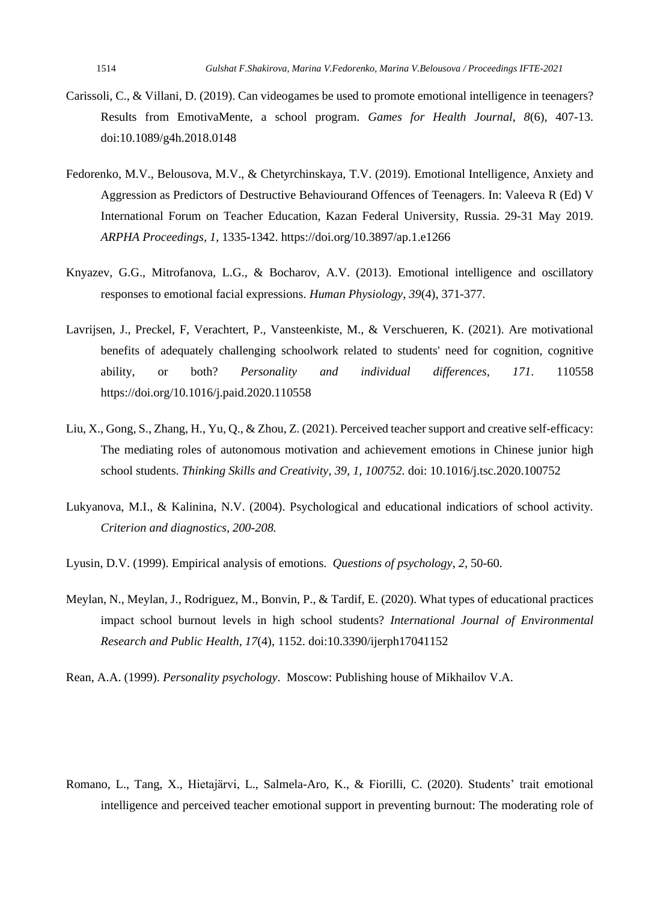Carissoli, C., & Villani, D. (2019). Can videogames be used to promote emotional intelligence in teenagers? Results from EmotivaMente, a school program. *Games for Health Journal*, *8*(6), 407-13. doi:10.1089/g4h.2018.0148

Fedorenko, M.V., Belousova, M.V., & Chetyrchinskaya, T.V. (2019). Emotional Intelligence, Anxiety and Aggression as Predictors of Destructive Behaviourand Offences of Teenagers. In: Valeeva R (Ed) V International Forum on Teacher Education, Kazan Federal University, Russia. 29-31 May 2019. *ARPHA Proceedings*, *1*, 1335-1342. https://doi.org/10.3897/ap.1.e1266

Knyazev, G.G., Mitrofanova, L.G., & Bocharov, A.V. (2013). Emotional intelligence and oscillatory responses to emotional facial expressions. *Human Physiology*, *39*(4), 371-377.

Lavrijsen, J., Preckel, F, Verachtert, P., Vansteenkiste, M., & Verschueren, K. (2021). Are motivational benefits of adequately challenging schoolwork related to students' need for cognition, cognitive ability, or both? *Personality and individual differences*, *171*. 110558 https://doi.org/10.1016/j.paid.2020.110558

Liu, X., Gong, S., Zhang, H., Yu, Q., & Zhou, Z. (2021). Perceived teacher support and creative self-efficacy: The mediating roles of autonomous motivation and achievement emotions in Chinese junior high school students. *Thinking Skills and Creativity, 39, 1, 100752.* doi: 10.1016/j.tsc.2020.100752

Lukyanova, M.I., & Kalinina, N.V. (2004). Psychological and educational indicatiors of school activity. *Criterion and diagnostics, 200-208.*

Lyusin, D.V. (1999). Empirical analysis of emotions. *Questions of psychology*, *2*, 50-60.

Meylan, N., Meylan, J., Rodriguez, M., Bonvin, P., & Tardif, E. (2020). What types of educational practices impact school burnout levels in high school students? *International Journal of Environmental Research and Public Health, 17*(4), 1152. doi:10.3390/ijerph17041152

Rean, A.A. (1999). *Personality psychology*. Moscow: Publishing house of Mikhailov V.A.

Romano, L., Tang, X., Hietajärvi, L., Salmela-Aro, K., & Fiorilli, C. (2020). Students' trait emotional intelligence and perceived teacher emotional support in preventing burnout: The moderating role of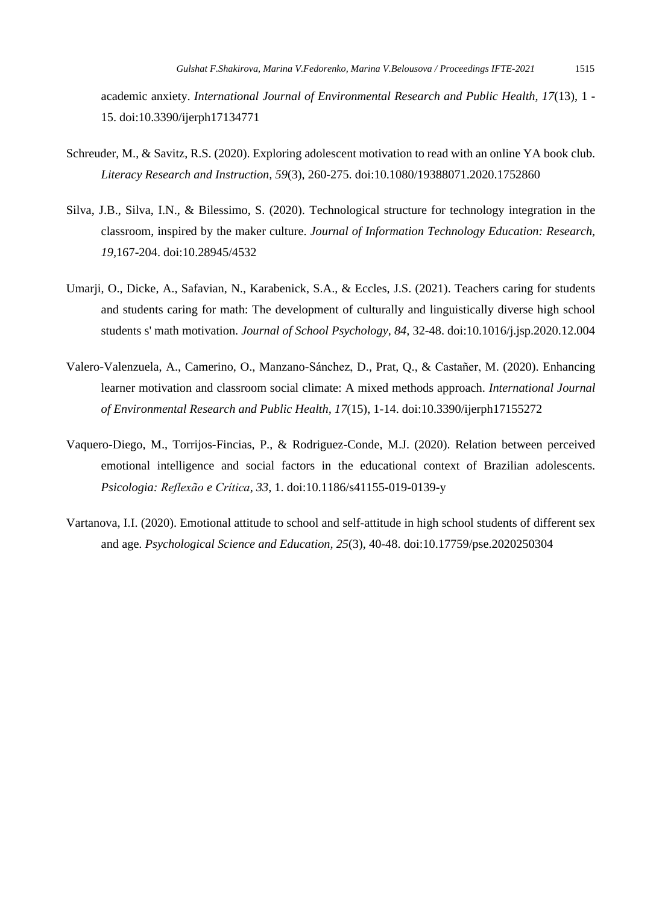academic anxiety. *International Journal of Environmental Research and Public Health*, *17*(13), 1 - 15. doi:10.3390/ijerph17134771

Schreuder, M., & Savitz, R.S. (2020). Exploring adolescent motivation to read with an online YA book club. *Literacy Research and Instruction, 59*(3), 260-275. doi:10.1080/19388071.2020.1752860

Silva, J.B., Silva, I.N., & Bilessimo, S. (2020). Technological structure for technology integration in the classroom, inspired by the maker culture. *Journal of Information Technology Education: Research, 19,*167-204. doi:10.28945/4532

Umarji, O., Dicke, A., Safavian, N., Karabenick, S.A., & Eccles, J.S. (2021). Teachers caring for students and students caring for math: The development of culturally and linguistically diverse high school students s' math motivation. *Journal of School Psychology, 84,* 32-48. doi:10.1016/j.jsp.2020.12.004

Valero-Valenzuela, A., Camerino, O., Manzano-Sánchez, D., Prat, Q., & Castañer, M. (2020). Enhancing learner motivation and classroom social climate: A mixed methods approach. *International Journal of Environmental Research and Public Health, 17*(15), 1-14. doi:10.3390/ijerph17155272

Vaquero-Diego, M., Torrijos-Fincias, P., & Rodriguez-Conde, M.J. (2020). Relation between perceived emotional intelligence and social factors in the educational context of Brazilian adolescents. *Psicologia: Reflexão e Crítica*, *33*, 1. doi:10.1186/s41155-019-0139-y

Vartanova, I.I. (2020). Emotional attitude to school and self-attitude in high school students of different sex and age. *Psychological Science and Education*, *25*(3), 40-48. doi:10.17759/pse.2020250304